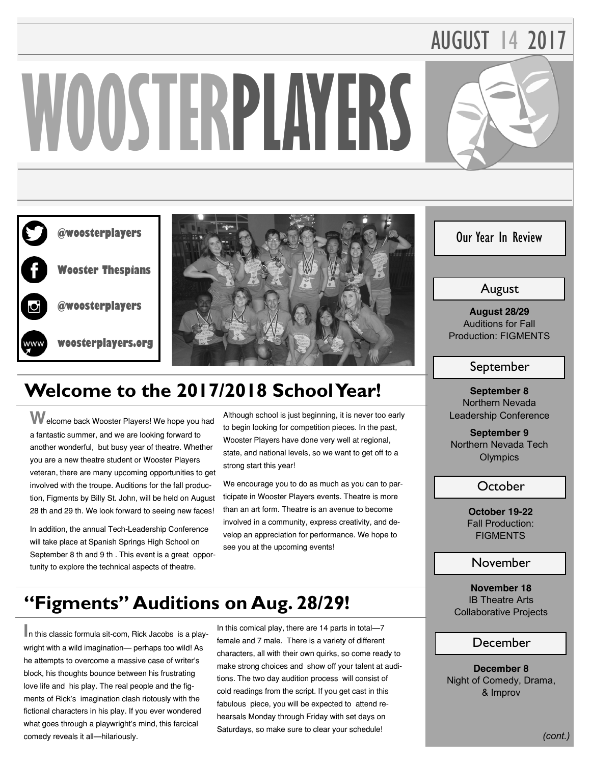AUGUST 14 2017

# WOOSTERPLAYERS

@woosterplayers

Wooster Thespians

@woosterplayers

woosterplayers.org

## Welcome to the 2017/2018 School Year!

Welcome back Wooster Players! We hope you had a fantastic summer, and we are looking forward to another wonderful, but busy year of theatre. Whether you are a new theatre student or Wooster Players veteran, there are many upcoming opportunities to get involved with the troupe. Auditions for the fall production, Figments by Billy St. John, will be held on August 28 th and 29 th. We look forward to seeing new faces!

In addition, the annual Tech-Leadership Conference will take place at Spanish Springs High School on September 8 th and 9 th . This event is a great opportunity to explore the technical aspects of theatre.

Although school is just beginning, it is never too early to begin looking for competition pieces. In the past, Wooster Players have done very well at regional, state, and national levels, so we want to get off to a strong start this year!

We encourage you to do as much as you can to participate in Wooster Players events. Theatre is more than an art form. Theatre is an avenue to become involved in a community, express creativity, and develop an appreciation for performance. We hope to see you at the upcoming events!

## "Figments" Auditions on Aug. 28/29!

In this classic formula sit-com, Rick Jacobs is a playwright with a wild imagination— perhaps too wild! As he attempts to overcome a massive case of writer's block, his thoughts bounce between his frustrating love life and his play. The real people and the figments of Rick's imagination clash riotously with the fictional characters in his play. If you ever wondered what goes through a playwright's mind, this farcical comedy reveals it all—hilariously.

In this comical play, there are 14 parts in total—7 female and 7 male. There is a variety of different characters, all with their own quirks, so come ready to make strong choices and show off your talent at auditions. The two day audition process will consist of cold readings from the script. If you get cast in this fabulous piece, you will be expected to attend rehearsals Monday through Friday with set days on Saturdays, so make sure to clear your schedule!

## Our Year In Review

### August

**August 28/29**
Auditions for Fall Production: FIGMENTS

### September

**September 8**
Northern Nevada Leadership Conference

**September 9**
Northern Nevada Tech Olympics

### October

**October 19-22**
Fall Production: FIGMENTS

### November

**November 18**
IB Theatre Arts Collaborative Projects

### December

**December 8**
Night of Comedy, Drama, & Improv

*(cont.)*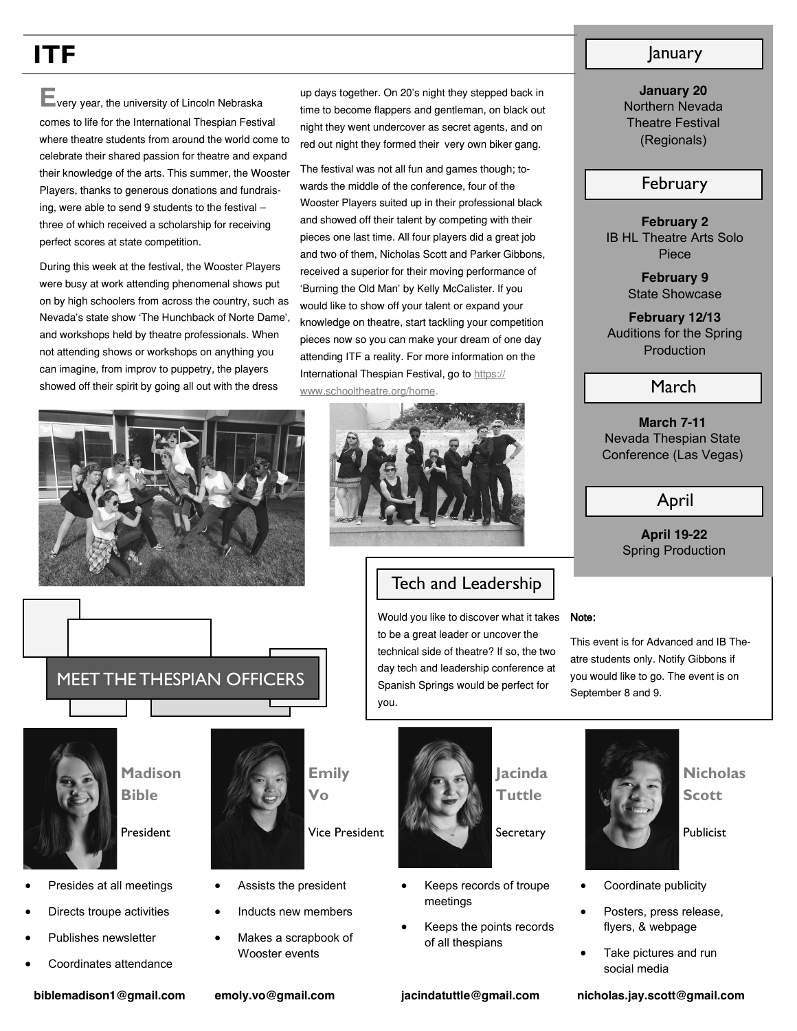# ITF

Every year, the university of Lincoln Nebraska comes to life for the International Thespian Festival where theatre students from around the world come to celebrate their shared passion for theatre and expand their knowledge of the arts. This summer, the Wooster Players, thanks to generous donations and fundraising, were able to send 9 students to the festival – three of which received a scholarship for receiving perfect scores at state competition.

During this week at the festival, the Wooster Players were busy at work attending phenomenal shows put on by high schoolers from across the country, such as Nevada's state show 'The Hunchback of Norte Dame', and workshops held by theatre professionals. When not attending shows or workshops on anything you can imagine, from improv to puppetry, the players showed off their spirit by going all out with the dress up days together. On 20's night they stepped back in time to become flappers and gentleman, on black out night they went undercover as secret agents, and on red out night they formed their very own biker gang.

The festival was not all fun and games though; towards the middle of the conference, four of the Wooster Players suited up in their professional black and showed off their talent by competing with their pieces one last time. All four players did a great job and two of them, Nicholas Scott and Parker Gibbons, received a superior for their moving performance of 'Burning the Old Man' by Kelly McCalister. If you would like to show off your talent or expand your knowledge on theatre, start tackling your competition pieces now so you can make your dream of one day attending ITF a reality. For more information on the International Thespian Festival, go to https://www.schooltheatre.org/home.

## January

**January 20**
Northern Nevada Theatre Festival (Regionals)

## February

**February 2**
IB HL Theatre Arts Solo Piece

**February 9**
State Showcase

**February 12/13**
Auditions for the Spring Production

## March

**March 7-11**
Nevada Thespian State Conference (Las Vegas)

## April

**April 19-22**
Spring Production

## Tech and Leadership

Would you like to discover what it takes to be a great leader or uncover the technical side of theatre? If so, the two day tech and leadership conference at Spanish Springs would be perfect for you.

**Note:**

This event is for Advanced and IB Theatre students only. Notify Gibbons if you would like to go. The event is on September 8 and 9.

## MEET THE THESPIAN OFFICERS

**Madison Bible**

President

- Presides at all meetings
- Directs troupe activities
- Publishes newsletter
- Coordinates attendance

**biblemadison1@gmail.com**

**Emily Vo**

Vice President

- Assists the president
- Inducts new members
- Makes a scrapbook of Wooster events

**emoly.vo@gmail.com**

**Jacinda Tuttle**

Secretary

- Keeps records of troupe meetings
- Keeps the points records of all thespians

**jacindatuttle@gmail.com**

**Nicholas Scott**

Publicist

- Coordinate publicity
- Posters, press release, flyers, & webpage
- Take pictures and run social media

**nicholas.jay.scott@gmail.com**